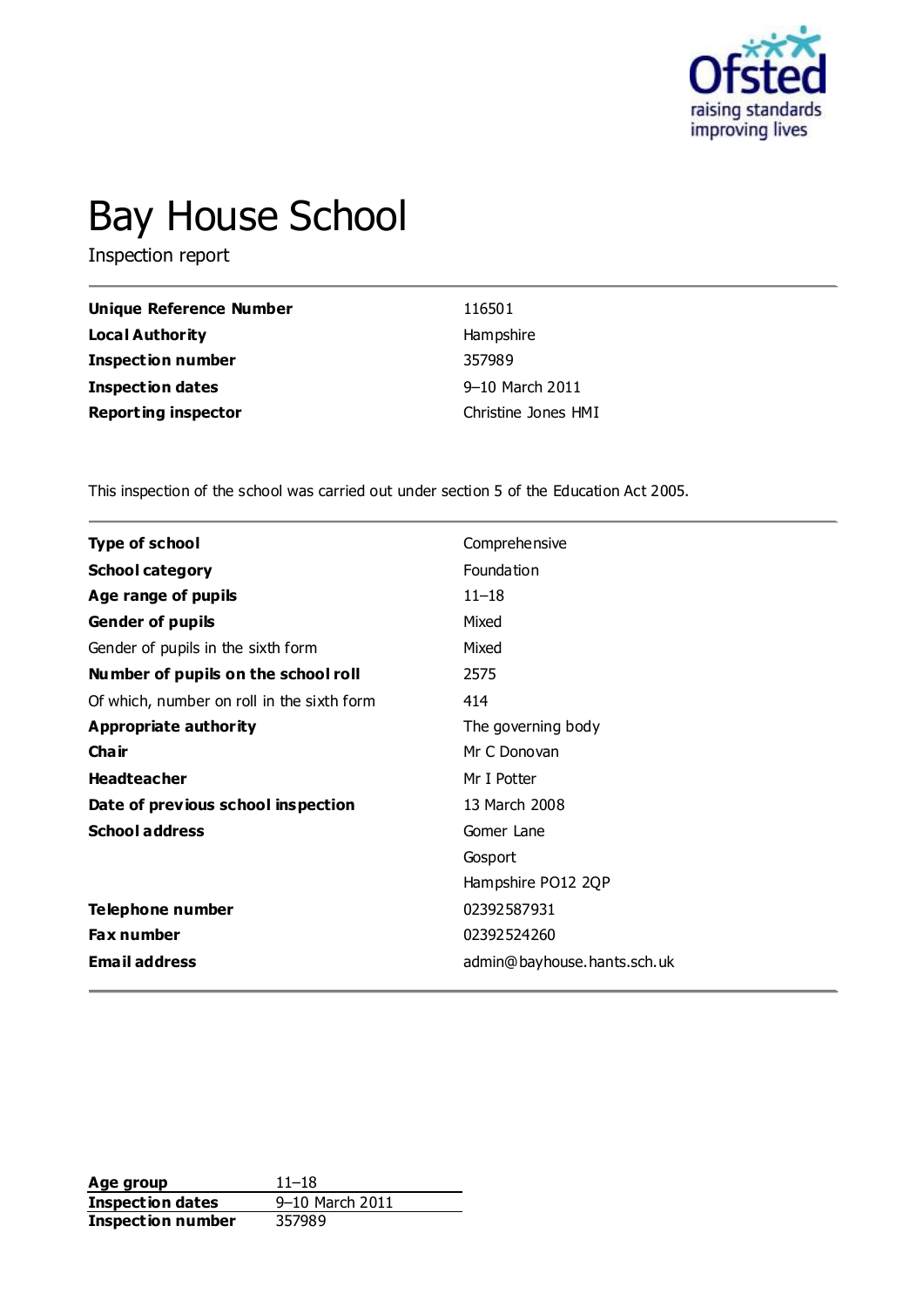Ofsted
raising standards
improving lives

# Bay House School

Inspection report

| | |
|---|---|
| **Unique Reference Number** | 116501 |
| **Local Authority** | Hampshire |
| **Inspection number** | 357989 |
| **Inspection dates** | 9–10 March 2011 |
| **Reporting inspector** | Christine Jones HMI |

This inspection of the school was carried out under section 5 of the Education Act 2005.

| | |
|---|---|
| **Type of school** | Comprehensive |
| **School category** | Foundation |
| **Age range of pupils** | 11–18 |
| **Gender of pupils** | Mixed |
| Gender of pupils in the sixth form | Mixed |
| **Number of pupils on the school roll** | 2575 |
| Of which, number on roll in the sixth form | 414 |
| **Appropriate authority** | The governing body |
| **Chair** | Mr C Donovan |
| **Headteacher** | Mr I Potter |
| **Date of previous school inspection** | 13 March 2008 |
| **School address** | Gomer Lane<br>Gosport<br>Hampshire PO12 2QP |
| **Telephone number** | 02392587931 |
| **Fax number** | 02392524260 |
| **Email address** | admin@bayhouse.hants.sch.uk |

| | |
|---|---|
| **Age group** | 11–18 |
| **Inspection dates** | 9–10 March 2011 |
| **Inspection number** | 357989 |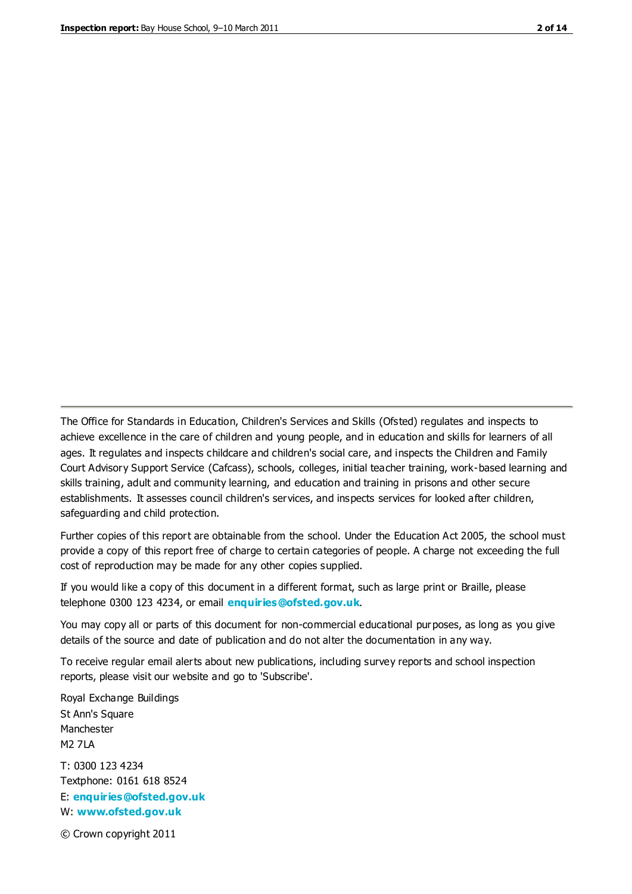The Office for Standards in Education, Children's Services and Skills (Ofsted) regulates and inspects to achieve excellence in the care of children and young people, and in education and skills for learners of all ages. It regulates and inspects childcare and children's social care, and inspects the Children and Family Court Advisory Support Service (Cafcass), schools, colleges, initial teacher training, work-based learning and skills training, adult and community learning, and education and training in prisons and other secure establishments. It assesses council children's services, and inspects services for looked after children, safeguarding and child protection.

Further copies of this report are obtainable from the school. Under the Education Act 2005, the school must provide a copy of this report free of charge to certain categories of people. A charge not exceeding the full cost of reproduction may be made for any other copies supplied.

If you would like a copy of this document in a different format, such as large print or Braille, please telephone 0300 123 4234, or email **enquiries@ofsted.gov.uk**.

You may copy all or parts of this document for non-commercial educational purposes, as long as you give details of the source and date of publication and do not alter the documentation in any way.

To receive regular email alerts about new publications, including survey reports and school inspection reports, please visit our website and go to 'Subscribe'.

Royal Exchange Buildings
St Ann's Square
Manchester
M2 7LA

T: 0300 123 4234
Textphone: 0161 618 8524
E: **enquiries@ofsted.gov.uk**
W: **www.ofsted.gov.uk**

© Crown copyright 2011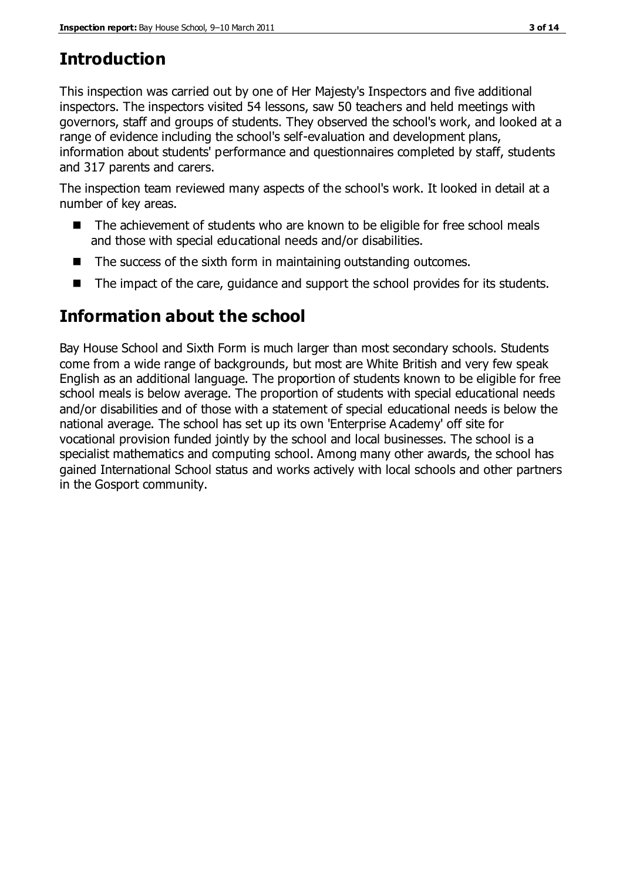## Introduction

This inspection was carried out by one of Her Majesty's Inspectors and five additional inspectors. The inspectors visited 54 lessons, saw 50 teachers and held meetings with governors, staff and groups of students. They observed the school's work, and looked at a range of evidence including the school's self-evaluation and development plans, information about students' performance and questionnaires completed by staff, students and 317 parents and carers.

The inspection team reviewed many aspects of the school's work. It looked in detail at a number of key areas.

- The achievement of students who are known to be eligible for free school meals and those with special educational needs and/or disabilities.
- The success of the sixth form in maintaining outstanding outcomes.
- The impact of the care, guidance and support the school provides for its students.

## Information about the school

Bay House School and Sixth Form is much larger than most secondary schools. Students come from a wide range of backgrounds, but most are White British and very few speak English as an additional language. The proportion of students known to be eligible for free school meals is below average. The proportion of students with special educational needs and/or disabilities and of those with a statement of special educational needs is below the national average. The school has set up its own 'Enterprise Academy' off site for vocational provision funded jointly by the school and local businesses. The school is a specialist mathematics and computing school. Among many other awards, the school has gained International School status and works actively with local schools and other partners in the Gosport community.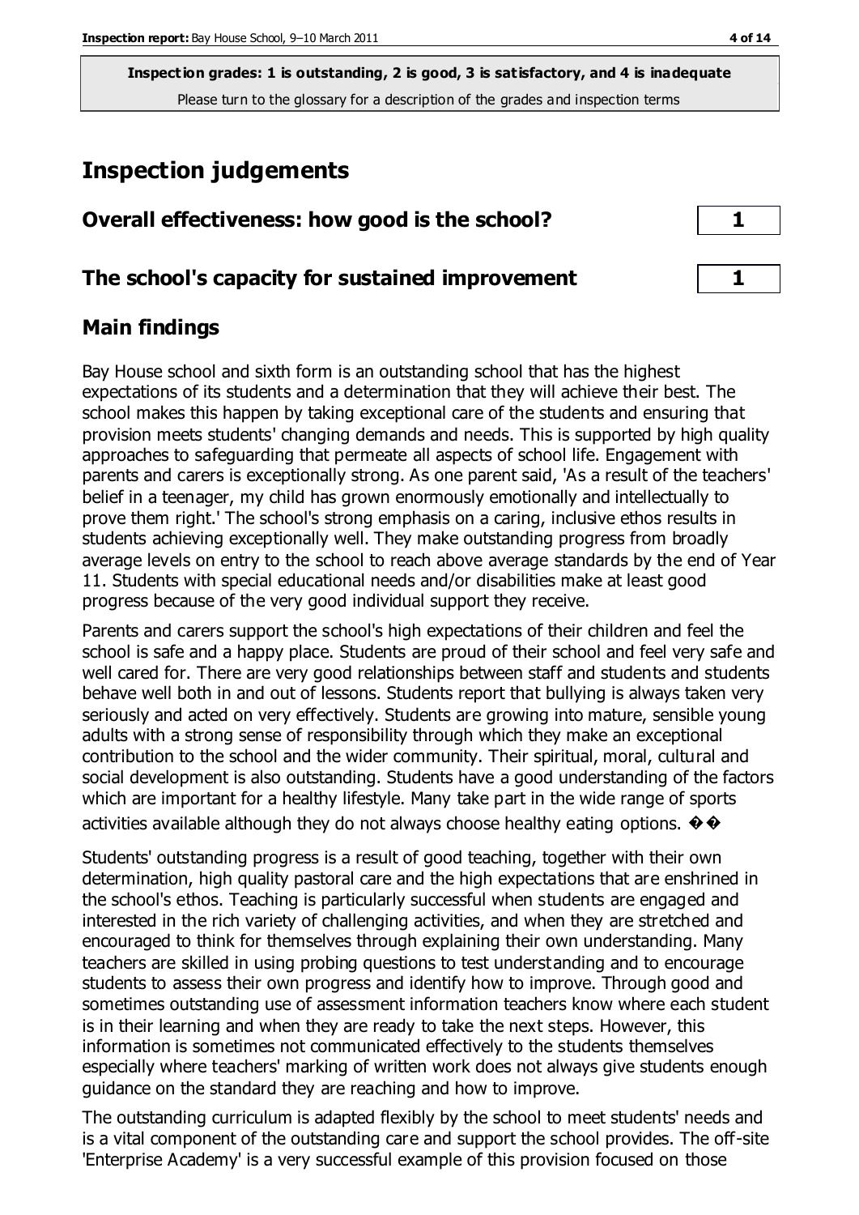**Inspection grades: 1 is outstanding, 2 is good, 3 is satisfactory, and 4 is inadequate**
Please turn to the glossary for a description of the grades and inspection terms

# Inspection judgements

| | |
|---|---|
| **Overall effectiveness: how good is the school?** | **1** |
| **The school's capacity for sustained improvement** | **1** |

## Main findings

Bay House school and sixth form is an outstanding school that has the highest expectations of its students and a determination that they will achieve their best. The school makes this happen by taking exceptional care of the students and ensuring that provision meets students' changing demands and needs. This is supported by high quality approaches to safeguarding that permeate all aspects of school life. Engagement with parents and carers is exceptionally strong. As one parent said, 'As a result of the teachers' belief in a teenager, my child has grown enormously emotionally and intellectually to prove them right.' The school's strong emphasis on a caring, inclusive ethos results in students achieving exceptionally well. They make outstanding progress from broadly average levels on entry to the school to reach above average standards by the end of Year 11. Students with special educational needs and/or disabilities make at least good progress because of the very good individual support they receive.

Parents and carers support the school's high expectations of their children and feel the school is safe and a happy place. Students are proud of their school and feel very safe and well cared for. There are very good relationships between staff and students and students behave well both in and out of lessons. Students report that bullying is always taken very seriously and acted on very effectively. Students are growing into mature, sensible young adults with a strong sense of responsibility through which they make an exceptional contribution to the school and the wider community. Their spiritual, moral, cultural and social development is also outstanding. Students have a good understanding of the factors which are important for a healthy lifestyle. Many take part in the wide range of sports activities available although they do not always choose healthy eating options. ��

Students' outstanding progress is a result of good teaching, together with their own determination, high quality pastoral care and the high expectations that are enshrined in the school's ethos. Teaching is particularly successful when students are engaged and interested in the rich variety of challenging activities, and when they are stretched and encouraged to think for themselves through explaining their own understanding. Many teachers are skilled in using probing questions to test understanding and to encourage students to assess their own progress and identify how to improve. Through good and sometimes outstanding use of assessment information teachers know where each student is in their learning and when they are ready to take the next steps. However, this information is sometimes not communicated effectively to the students themselves especially where teachers' marking of written work does not always give students enough guidance on the standard they are reaching and how to improve.

The outstanding curriculum is adapted flexibly by the school to meet students' needs and is a vital component of the outstanding care and support the school provides. The off-site 'Enterprise Academy' is a very successful example of this provision focused on those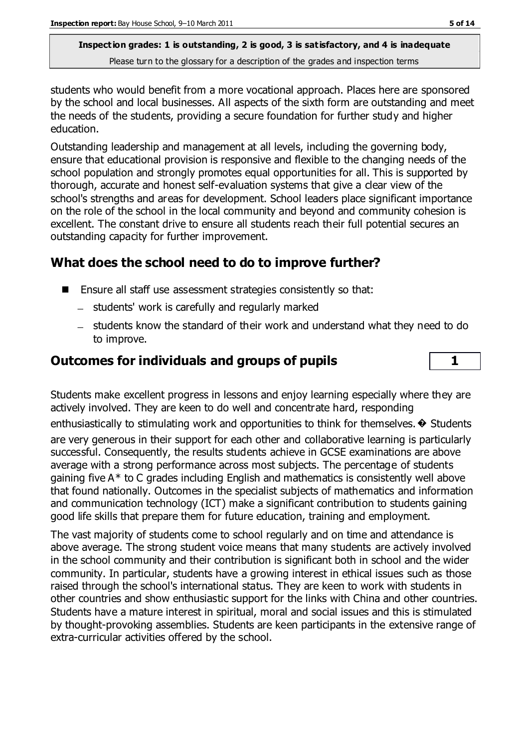students who would benefit from a more vocational approach. Places here are sponsored by the school and local businesses. All aspects of the sixth form are outstanding and meet the needs of the students, providing a secure foundation for further study and higher education.

Outstanding leadership and management at all levels, including the governing body, ensure that educational provision is responsive and flexible to the changing needs of the school population and strongly promotes equal opportunities for all. This is supported by thorough, accurate and honest self-evaluation systems that give a clear view of the school's strengths and areas for development. School leaders place significant importance on the role of the school in the local community and beyond and community cohesion is excellent. The constant drive to ensure all students reach their full potential secures an outstanding capacity for further improvement.

## What does the school need to do to improve further?

- Ensure all staff use assessment strategies consistently so that:
  - students' work is carefully and regularly marked
  - students know the standard of their work and understand what they need to do to improve.

## Outcomes for individuals and groups of pupils — 1

Students make excellent progress in lessons and enjoy learning especially where they are actively involved. They are keen to do well and concentrate hard, responding enthusiastically to stimulating work and opportunities to think for themselves.� Students are very generous in their support for each other and collaborative learning is particularly successful. Consequently, the results students achieve in GCSE examinations are above average with a strong performance across most subjects. The percentage of students gaining five A* to C grades including English and mathematics is consistently well above that found nationally. Outcomes in the specialist subjects of mathematics and information and communication technology (ICT) make a significant contribution to students gaining good life skills that prepare them for future education, training and employment.

The vast majority of students come to school regularly and on time and attendance is above average. The strong student voice means that many students are actively involved in the school community and their contribution is significant both in school and the wider community. In particular, students have a growing interest in ethical issues such as those raised through the school's international status. They are keen to work with students in other countries and show enthusiastic support for the links with China and other countries. Students have a mature interest in spiritual, moral and social issues and this is stimulated by thought-provoking assemblies. Students are keen participants in the extensive range of extra-curricular activities offered by the school.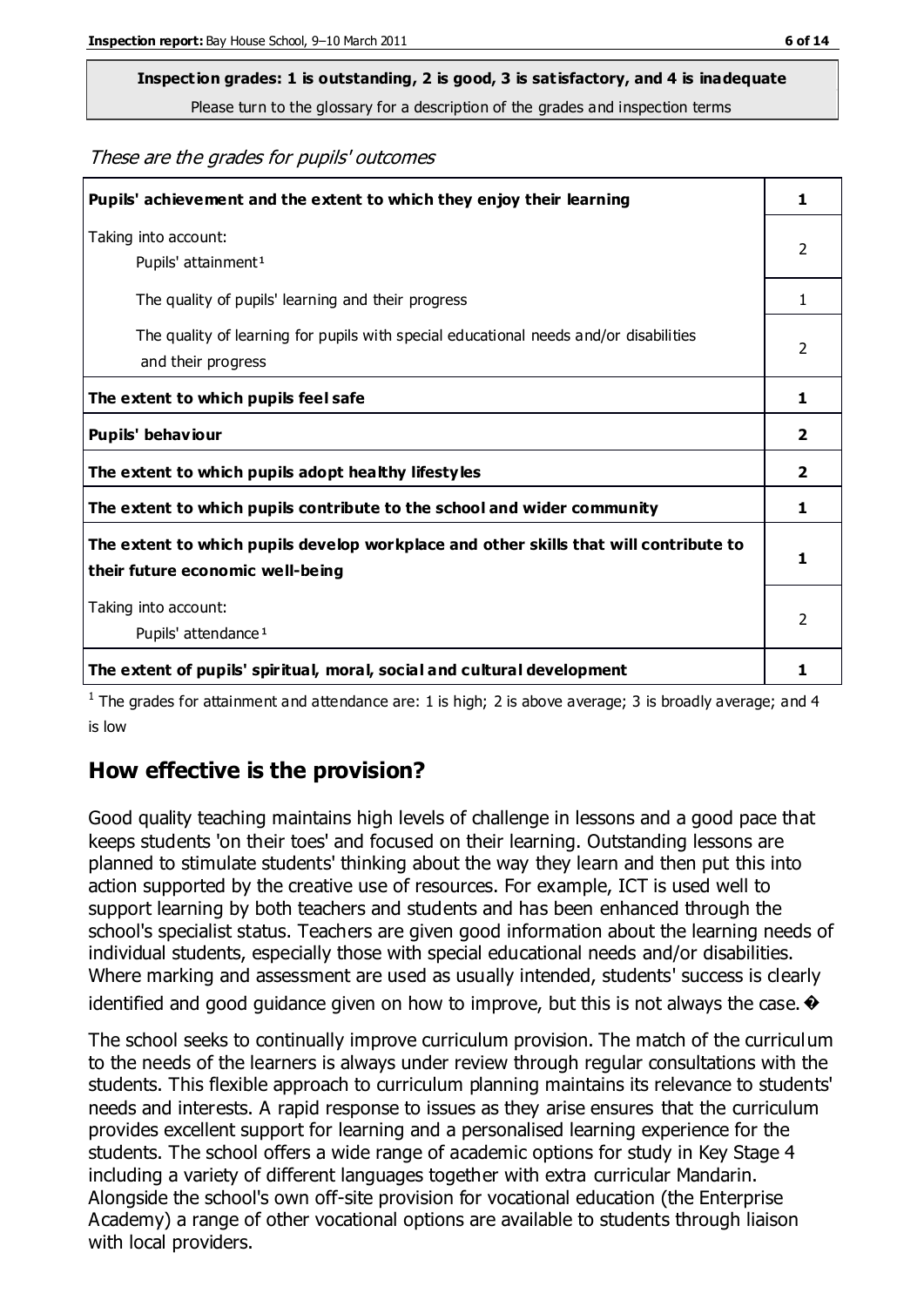**Inspection grades: 1 is outstanding, 2 is good, 3 is satisfactory, and 4 is inadequate**
Please turn to the glossary for a description of the grades and inspection terms

*These are the grades for pupils' outcomes*

| | |
|---|---|
| **Pupils' achievement and the extent to which they enjoy their learning** | **1** |
| Taking into account: Pupils' attainment[1] | 2 |
| The quality of pupils' learning and their progress | 1 |
| The quality of learning for pupils with special educational needs and/or disabilities and their progress | 2 |
| **The extent to which pupils feel safe** | **1** |
| **Pupils' behaviour** | **2** |
| **The extent to which pupils adopt healthy lifestyles** | **2** |
| **The extent to which pupils contribute to the school and wider community** | **1** |
| **The extent to which pupils develop workplace and other skills that will contribute to their future economic well-being** | **1** |
| Taking into account: Pupils' attendance[1] | 2 |
| **The extent of pupils' spiritual, moral, social and cultural development** | **1** |

[1] The grades for attainment and attendance are: 1 is high; 2 is above average; 3 is broadly average; and 4 is low

## How effective is the provision?

Good quality teaching maintains high levels of challenge in lessons and a good pace that keeps students 'on their toes' and focused on their learning. Outstanding lessons are planned to stimulate students' thinking about the way they learn and then put this into action supported by the creative use of resources. For example, ICT is used well to support learning by both teachers and students and has been enhanced through the school's specialist status. Teachers are given good information about the learning needs of individual students, especially those with special educational needs and/or disabilities. Where marking and assessment are used as usually intended, students' success is clearly identified and good guidance given on how to improve, but this is not always the case.

The school seeks to continually improve curriculum provision. The match of the curriculum to the needs of the learners is always under review through regular consultations with the students. This flexible approach to curriculum planning maintains its relevance to students' needs and interests. A rapid response to issues as they arise ensures that the curriculum provides excellent support for learning and a personalised learning experience for the students. The school offers a wide range of academic options for study in Key Stage 4 including a variety of different languages together with extra curricular Mandarin. Alongside the school's own off-site provision for vocational education (the Enterprise Academy) a range of other vocational options are available to students through liaison with local providers.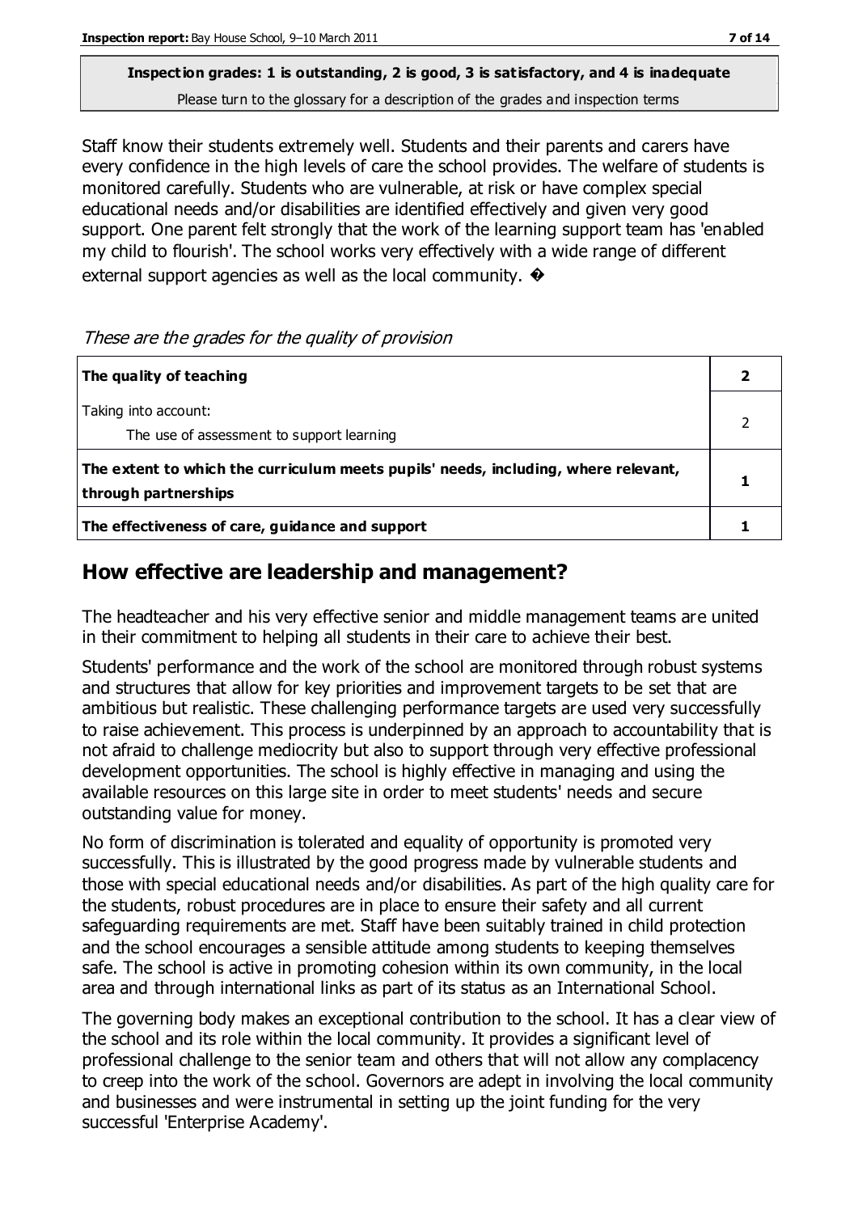**Inspection grades: 1 is outstanding, 2 is good, 3 is satisfactory, and 4 is inadequate**
Please turn to the glossary for a description of the grades and inspection terms

Staff know their students extremely well. Students and their parents and carers have every confidence in the high levels of care the school provides. The welfare of students is monitored carefully. Students who are vulnerable, at risk or have complex special educational needs and/or disabilities are identified effectively and given very good support. One parent felt strongly that the work of the learning support team has 'enabled my child to flourish'. The school works very effectively with a wide range of different external support agencies as well as the local community. �

*These are the grades for the quality of provision*

| | |
|---|---|
| **The quality of teaching** | **2** |
| Taking into account:<br>The use of assessment to support learning | 2 |
| **The extent to which the curriculum meets pupils' needs, including, where relevant, through partnerships** | **1** |
| **The effectiveness of care, guidance and support** | **1** |

## How effective are leadership and management?

The headteacher and his very effective senior and middle management teams are united in their commitment to helping all students in their care to achieve their best.

Students' performance and the work of the school are monitored through robust systems and structures that allow for key priorities and improvement targets to be set that are ambitious but realistic. These challenging performance targets are used very successfully to raise achievement. This process is underpinned by an approach to accountability that is not afraid to challenge mediocrity but also to support through very effective professional development opportunities. The school is highly effective in managing and using the available resources on this large site in order to meet students' needs and secure outstanding value for money.

No form of discrimination is tolerated and equality of opportunity is promoted very successfully. This is illustrated by the good progress made by vulnerable students and those with special educational needs and/or disabilities. As part of the high quality care for the students, robust procedures are in place to ensure their safety and all current safeguarding requirements are met. Staff have been suitably trained in child protection and the school encourages a sensible attitude among students to keeping themselves safe. The school is active in promoting cohesion within its own community, in the local area and through international links as part of its status as an International School.

The governing body makes an exceptional contribution to the school. It has a clear view of the school and its role within the local community. It provides a significant level of professional challenge to the senior team and others that will not allow any complacency to creep into the work of the school. Governors are adept in involving the local community and businesses and were instrumental in setting up the joint funding for the very successful 'Enterprise Academy'.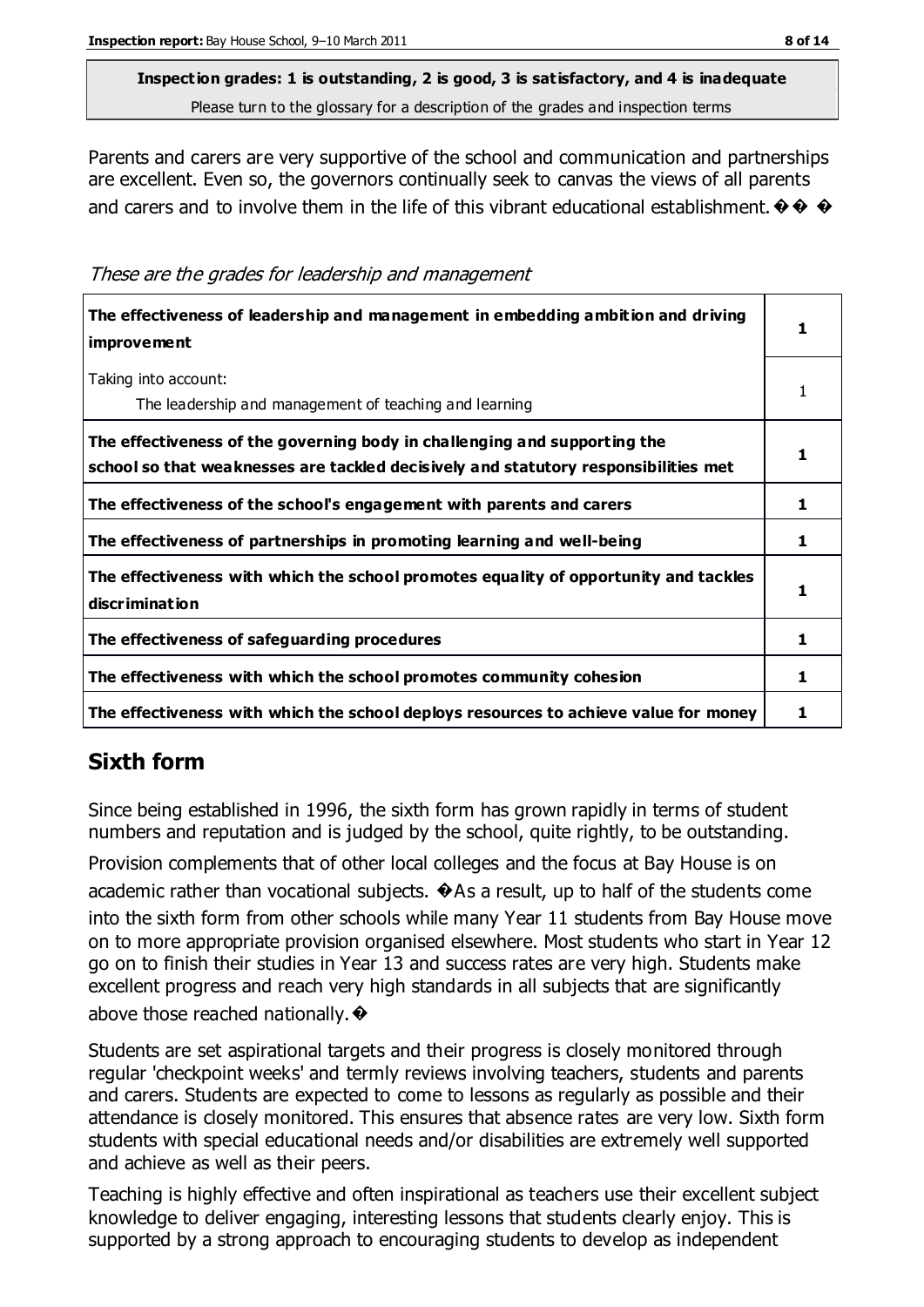**Inspection grades: 1 is outstanding, 2 is good, 3 is satisfactory, and 4 is inadequate**
Please turn to the glossary for a description of the grades and inspection terms

Parents and carers are very supportive of the school and communication and partnerships are excellent. Even so, the governors continually seek to canvas the views of all parents and carers and to involve them in the life of this vibrant educational establishment.

*These are the grades for leadership and management*

| | |
|---|---|
| **The effectiveness of leadership and management in embedding ambition and driving improvement** | **1** |
| Taking into account: The leadership and management of teaching and learning | 1 |
| **The effectiveness of the governing body in challenging and supporting the school so that weaknesses are tackled decisively and statutory responsibilities met** | **1** |
| **The effectiveness of the school's engagement with parents and carers** | **1** |
| **The effectiveness of partnerships in promoting learning and well-being** | **1** |
| **The effectiveness with which the school promotes equality of opportunity and tackles discrimination** | **1** |
| **The effectiveness of safeguarding procedures** | **1** |
| **The effectiveness with which the school promotes community cohesion** | **1** |
| **The effectiveness with which the school deploys resources to achieve value for money** | **1** |

## Sixth form

Since being established in 1996, the sixth form has grown rapidly in terms of student numbers and reputation and is judged by the school, quite rightly, to be outstanding.

Provision complements that of other local colleges and the focus at Bay House is on academic rather than vocational subjects. As a result, up to half of the students come into the sixth form from other schools while many Year 11 students from Bay House move on to more appropriate provision organised elsewhere. Most students who start in Year 12 go on to finish their studies in Year 13 and success rates are very high. Students make excellent progress and reach very high standards in all subjects that are significantly above those reached nationally.

Students are set aspirational targets and their progress is closely monitored through regular 'checkpoint weeks' and termly reviews involving teachers, students and parents and carers. Students are expected to come to lessons as regularly as possible and their attendance is closely monitored. This ensures that absence rates are very low. Sixth form students with special educational needs and/or disabilities are extremely well supported and achieve as well as their peers.

Teaching is highly effective and often inspirational as teachers use their excellent subject knowledge to deliver engaging, interesting lessons that students clearly enjoy. This is supported by a strong approach to encouraging students to develop as independent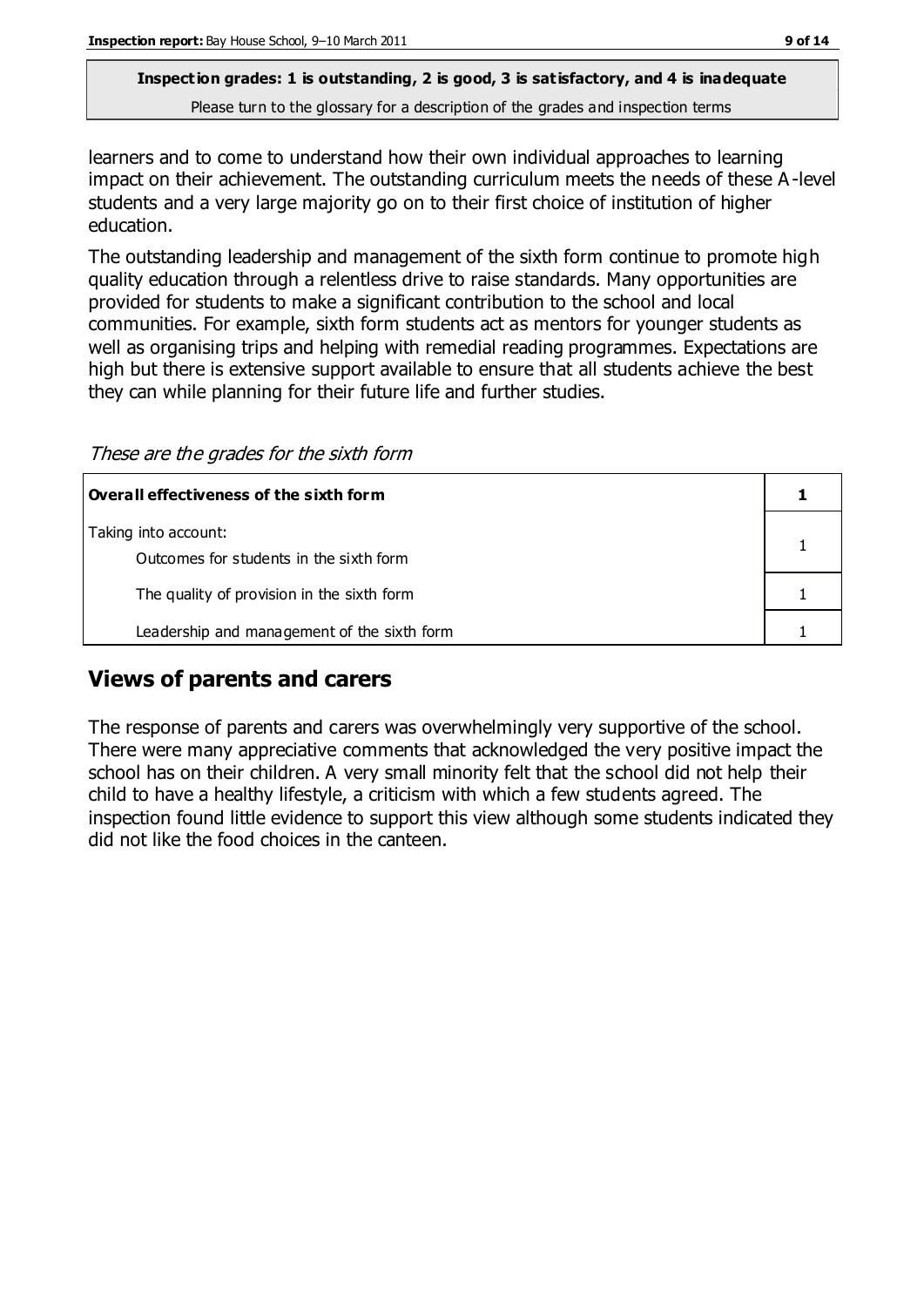**Inspection grades: 1 is outstanding, 2 is good, 3 is satisfactory, and 4 is inadequate**

Please turn to the glossary for a description of the grades and inspection terms

learners and to come to understand how their own individual approaches to learning impact on their achievement. The outstanding curriculum meets the needs of these A-level students and a very large majority go on to their first choice of institution of higher education.

The outstanding leadership and management of the sixth form continue to promote high quality education through a relentless drive to raise standards. Many opportunities are provided for students to make a significant contribution to the school and local communities. For example, sixth form students act as mentors for younger students as well as organising trips and helping with remedial reading programmes. Expectations are high but there is extensive support available to ensure that all students achieve the best they can while planning for their future life and further studies.

*These are the grades for the sixth form*

| **Overall effectiveness of the sixth form** | **1** |
|---|---|
| Taking into account: Outcomes for students in the sixth form | 1 |
| The quality of provision in the sixth form | 1 |
| Leadership and management of the sixth form | 1 |

## Views of parents and carers

The response of parents and carers was overwhelmingly very supportive of the school. There were many appreciative comments that acknowledged the very positive impact the school has on their children. A very small minority felt that the school did not help their child to have a healthy lifestyle, a criticism with which a few students agreed. The inspection found little evidence to support this view although some students indicated they did not like the food choices in the canteen.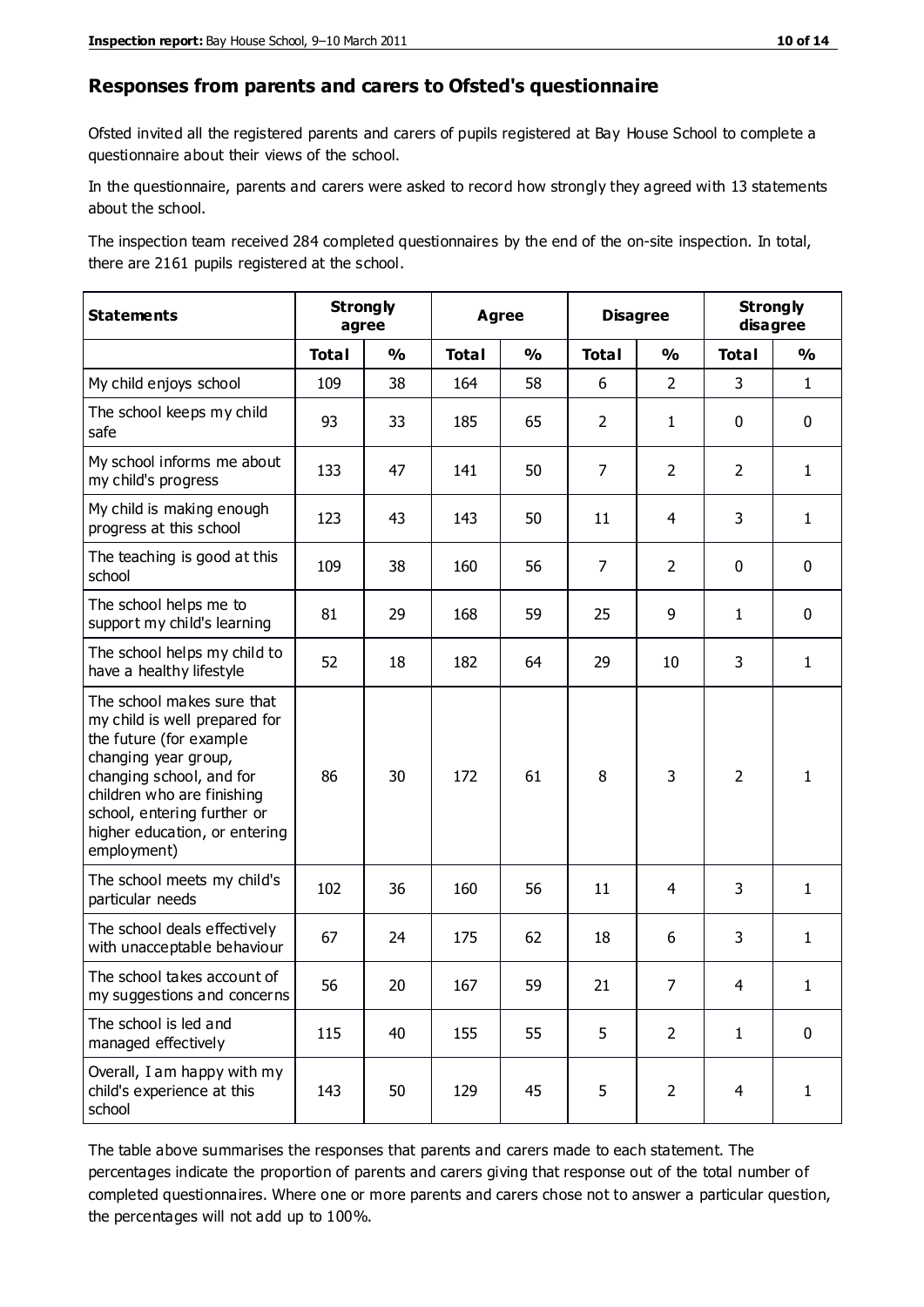## Responses from parents and carers to Ofsted's questionnaire

Ofsted invited all the registered parents and carers of pupils registered at Bay House School to complete a questionnaire about their views of the school.

In the questionnaire, parents and carers were asked to record how strongly they agreed with 13 statements about the school.

The inspection team received 284 completed questionnaires by the end of the on-site inspection. In total, there are 2161 pupils registered at the school.

| Statements | Strongly agree | | Agree | | Disagree | | Strongly disagree | |
|---|---|---|---|---|---|---|---|---|
| | Total | % | Total | % | Total | % | Total | % |
| My child enjoys school | 109 | 38 | 164 | 58 | 6 | 2 | 3 | 1 |
| The school keeps my child safe | 93 | 33 | 185 | 65 | 2 | 1 | 0 | 0 |
| My school informs me about my child's progress | 133 | 47 | 141 | 50 | 7 | 2 | 2 | 1 |
| My child is making enough progress at this school | 123 | 43 | 143 | 50 | 11 | 4 | 3 | 1 |
| The teaching is good at this school | 109 | 38 | 160 | 56 | 7 | 2 | 0 | 0 |
| The school helps me to support my child's learning | 81 | 29 | 168 | 59 | 25 | 9 | 1 | 0 |
| The school helps my child to have a healthy lifestyle | 52 | 18 | 182 | 64 | 29 | 10 | 3 | 1 |
| The school makes sure that my child is well prepared for the future (for example changing year group, changing school, and for children who are finishing school, entering further or higher education, or entering employment) | 86 | 30 | 172 | 61 | 8 | 3 | 2 | 1 |
| The school meets my child's particular needs | 102 | 36 | 160 | 56 | 11 | 4 | 3 | 1 |
| The school deals effectively with unacceptable behaviour | 67 | 24 | 175 | 62 | 18 | 6 | 3 | 1 |
| The school takes account of my suggestions and concerns | 56 | 20 | 167 | 59 | 21 | 7 | 4 | 1 |
| The school is led and managed effectively | 115 | 40 | 155 | 55 | 5 | 2 | 1 | 0 |
| Overall, I am happy with my child's experience at this school | 143 | 50 | 129 | 45 | 5 | 2 | 4 | 1 |

The table above summarises the responses that parents and carers made to each statement. The percentages indicate the proportion of parents and carers giving that response out of the total number of completed questionnaires. Where one or more parents and carers chose not to answer a particular question, the percentages will not add up to 100%.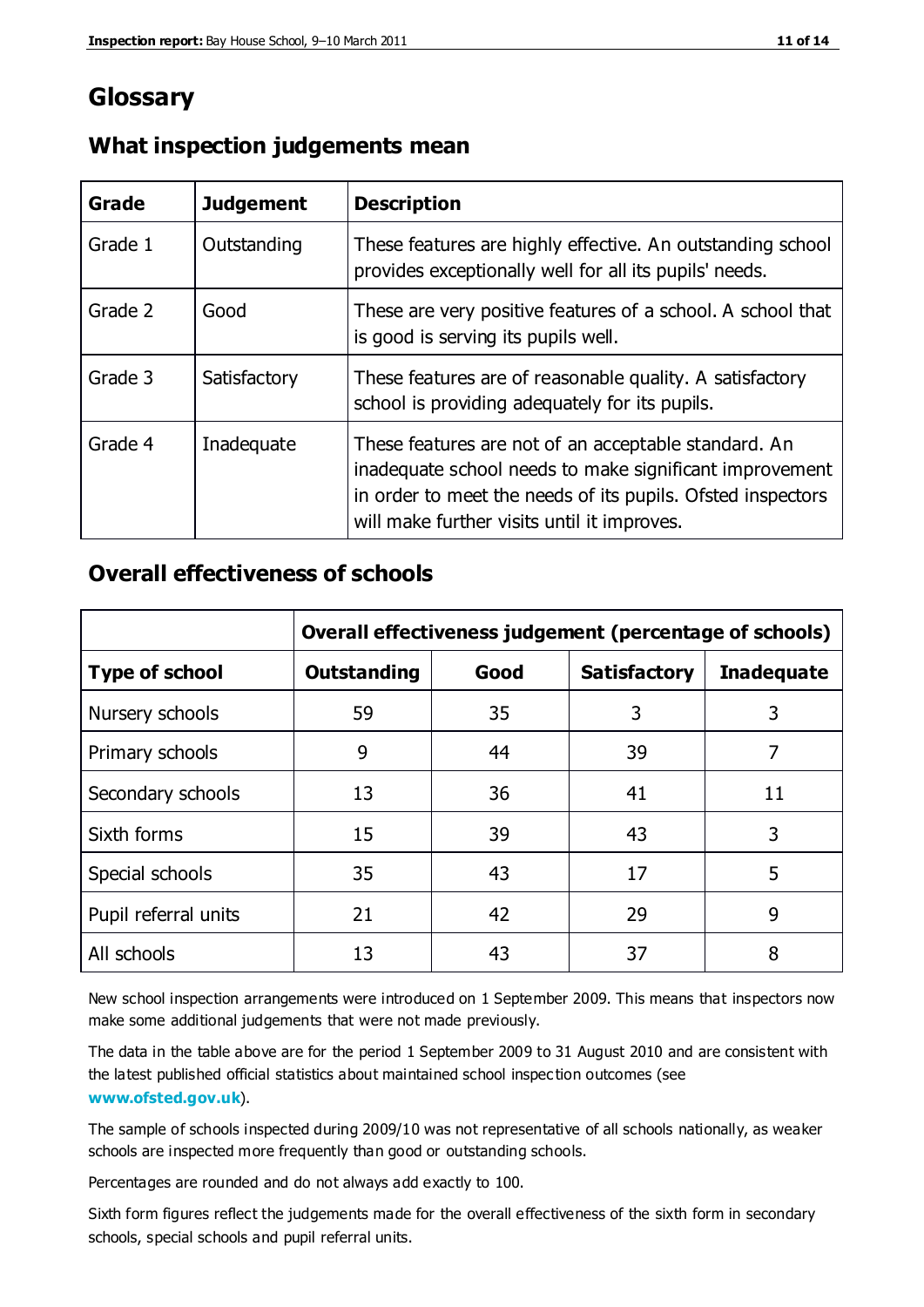# Glossary

## What inspection judgements mean

| Grade | Judgement | Description |
| --- | --- | --- |
| Grade 1 | Outstanding | These features are highly effective. An outstanding school provides exceptionally well for all its pupils' needs. |
| Grade 2 | Good | These are very positive features of a school. A school that is good is serving its pupils well. |
| Grade 3 | Satisfactory | These features are of reasonable quality. A satisfactory school is providing adequately for its pupils. |
| Grade 4 | Inadequate | These features are not of an acceptable standard. An inadequate school needs to make significant improvement in order to meet the needs of its pupils. Ofsted inspectors will make further visits until it improves. |

## Overall effectiveness of schools

| | Overall effectiveness judgement (percentage of schools) | | | |
| --- | --- | --- | --- | --- |
| **Type of school** | **Outstanding** | **Good** | **Satisfactory** | **Inadequate** |
| Nursery schools | 59 | 35 | 3 | 3 |
| Primary schools | 9 | 44 | 39 | 7 |
| Secondary schools | 13 | 36 | 41 | 11 |
| Sixth forms | 15 | 39 | 43 | 3 |
| Special schools | 35 | 43 | 17 | 5 |
| Pupil referral units | 21 | 42 | 29 | 9 |
| All schools | 13 | 43 | 37 | 8 |

New school inspection arrangements were introduced on 1 September 2009. This means that inspectors now make some additional judgements that were not made previously.

The data in the table above are for the period 1 September 2009 to 31 August 2010 and are consistent with the latest published official statistics about maintained school inspection outcomes (see **www.ofsted.gov.uk**).

The sample of schools inspected during 2009/10 was not representative of all schools nationally, as weaker schools are inspected more frequently than good or outstanding schools.

Percentages are rounded and do not always add exactly to 100.

Sixth form figures reflect the judgements made for the overall effectiveness of the sixth form in secondary schools, special schools and pupil referral units.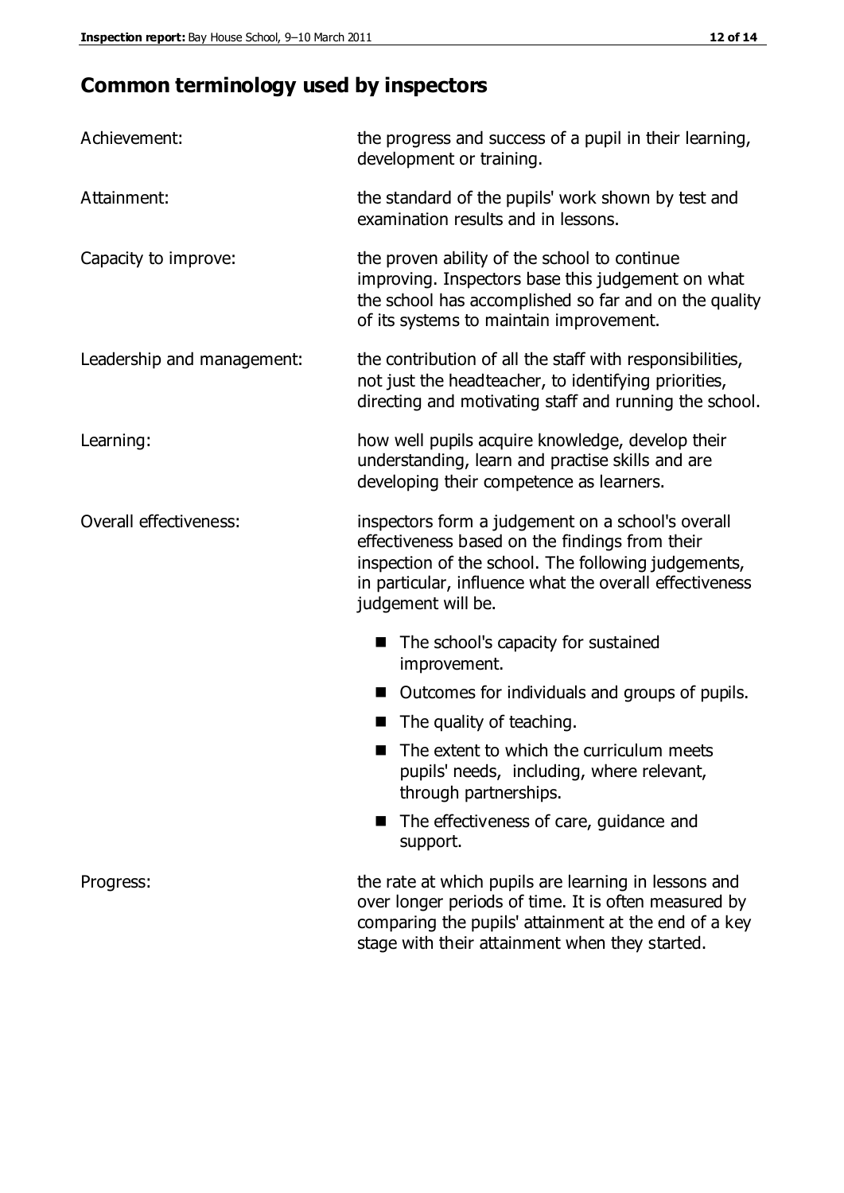## Common terminology used by inspectors

| | |
|---|---|
| Achievement: | the progress and success of a pupil in their learning, development or training. |
| Attainment: | the standard of the pupils' work shown by test and examination results and in lessons. |
| Capacity to improve: | the proven ability of the school to continue improving. Inspectors base this judgement on what the school has accomplished so far and on the quality of its systems to maintain improvement. |
| Leadership and management: | the contribution of all the staff with responsibilities, not just the headteacher, to identifying priorities, directing and motivating staff and running the school. |
| Learning: | how well pupils acquire knowledge, develop their understanding, learn and practise skills and are developing their competence as learners. |
| Overall effectiveness: | inspectors form a judgement on a school's overall effectiveness based on the findings from their inspection of the school. The following judgements, in particular, influence what the overall effectiveness judgement will be. |

- The school's capacity for sustained improvement.
- Outcomes for individuals and groups of pupils.
- The quality of teaching.
- The extent to which the curriculum meets pupils' needs, including, where relevant, through partnerships.
- The effectiveness of care, guidance and support.

| | |
|---|---|
| Progress: | the rate at which pupils are learning in lessons and over longer periods of time. It is often measured by comparing the pupils' attainment at the end of a key stage with their attainment when they started. |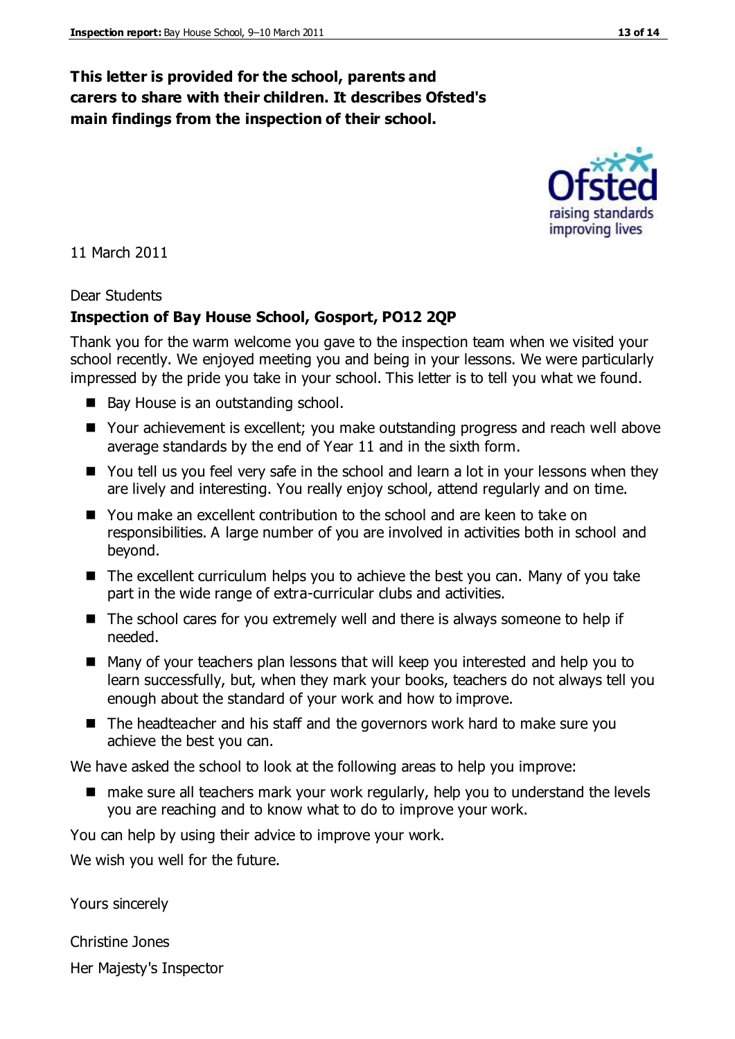**This letter is provided for the school, parents and carers to share with their children. It describes Ofsted's main findings from the inspection of their school.**

11 March 2011

Dear Students

**Inspection of Bay House School, Gosport, PO12 2QP**

Thank you for the warm welcome you gave to the inspection team when we visited your school recently. We enjoyed meeting you and being in your lessons. We were particularly impressed by the pride you take in your school. This letter is to tell you what we found.

- Bay House is an outstanding school.
- Your achievement is excellent; you make outstanding progress and reach well above average standards by the end of Year 11 and in the sixth form.
- You tell us you feel very safe in the school and learn a lot in your lessons when they are lively and interesting. You really enjoy school, attend regularly and on time.
- You make an excellent contribution to the school and are keen to take on responsibilities. A large number of you are involved in activities both in school and beyond.
- The excellent curriculum helps you to achieve the best you can. Many of you take part in the wide range of extra-curricular clubs and activities.
- The school cares for you extremely well and there is always someone to help if needed.
- Many of your teachers plan lessons that will keep you interested and help you to learn successfully, but, when they mark your books, teachers do not always tell you enough about the standard of your work and how to improve.
- The headteacher and his staff and the governors work hard to make sure you achieve the best you can.

We have asked the school to look at the following areas to help you improve:

- make sure all teachers mark your work regularly, help you to understand the levels you are reaching and to know what to do to improve your work.

You can help by using their advice to improve your work.

We wish you well for the future.

Yours sincerely

Christine Jones

Her Majesty's Inspector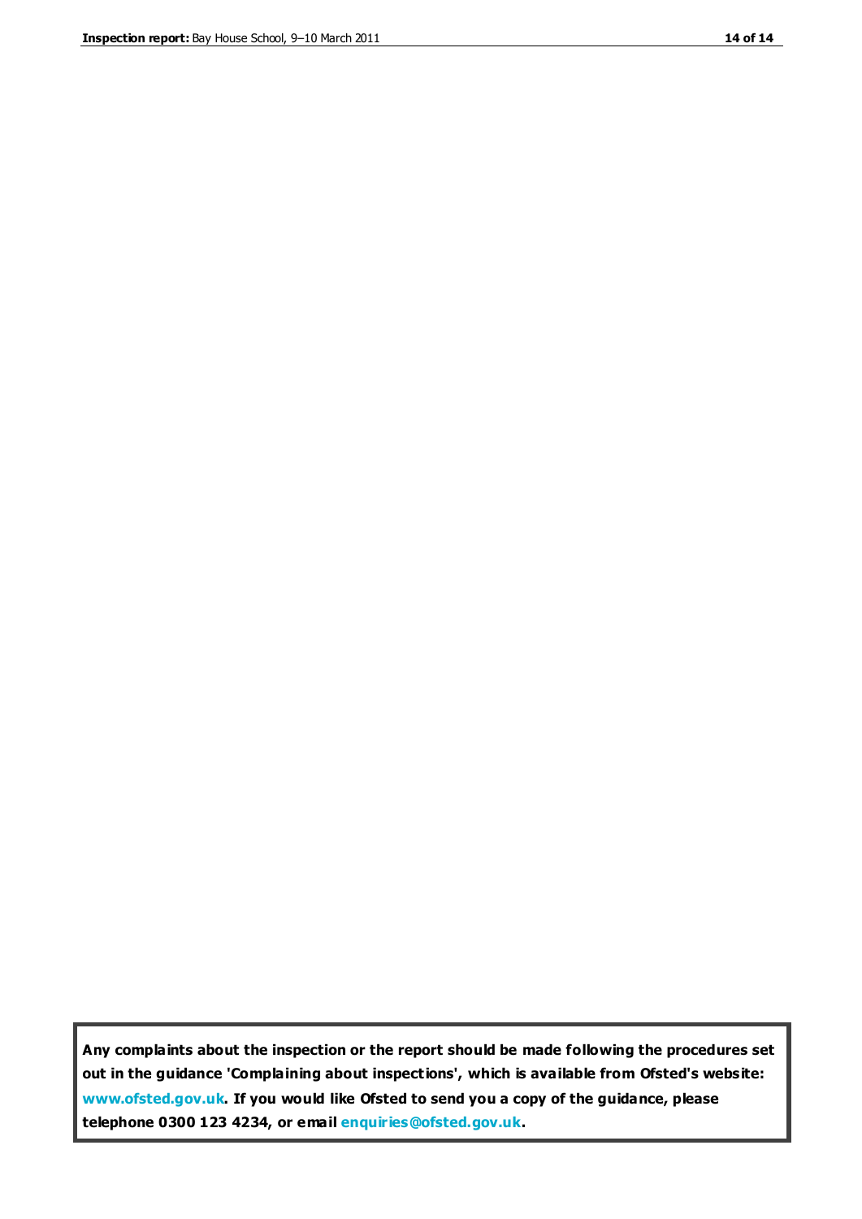**Any complaints about the inspection or the report should be made following the procedures set out in the guidance 'Complaining about inspections', which is available from Ofsted's website: www.ofsted.gov.uk. If you would like Ofsted to send you a copy of the guidance, please telephone 0300 123 4234, or email enquiries@ofsted.gov.uk.**